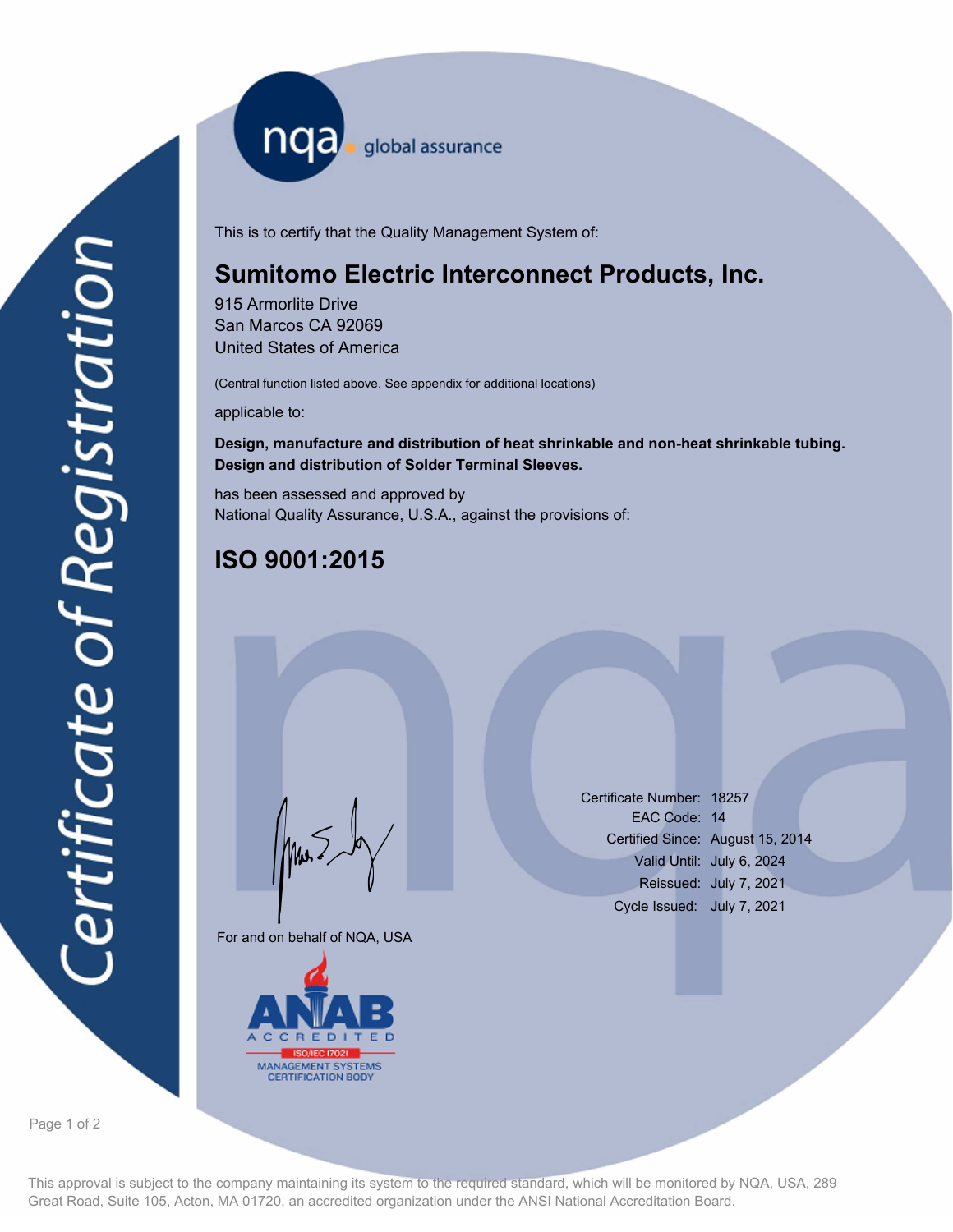nqa global assurance

# Certificate of Registration

This is to certify that the Quality Management System of:

## Sumitomo Electric Interconnect Products, Inc.

915 Armorlite Drive
San Marcos CA 92069
United States of America

(Central function listed above. See appendix for additional locations)

applicable to:

**Design, manufacture and distribution of heat shrinkable and non-heat shrinkable tubing.**
**Design and distribution of Solder Terminal Sleeves.**

has been assessed and approved by
National Quality Assurance, U.S.A., against the provisions of:

## ISO 9001:2015

For and on behalf of NQA, USA

Certificate Number: 18257
EAC Code: 14
Certified Since: August 15, 2014
Valid Until: July 6, 2024
Reissued: July 7, 2021
Cycle Issued: July 7, 2021

ANAB ACCREDITED ISO/IEC 17021 MANAGEMENT SYSTEMS CERTIFICATION BODY

This approval is subject to the company maintaining its system to the required standard, which will be monitored by NQA, USA, 289 Great Road, Suite 105, Acton, MA 01720, an accredited organization under the ANSI National Accreditation Board.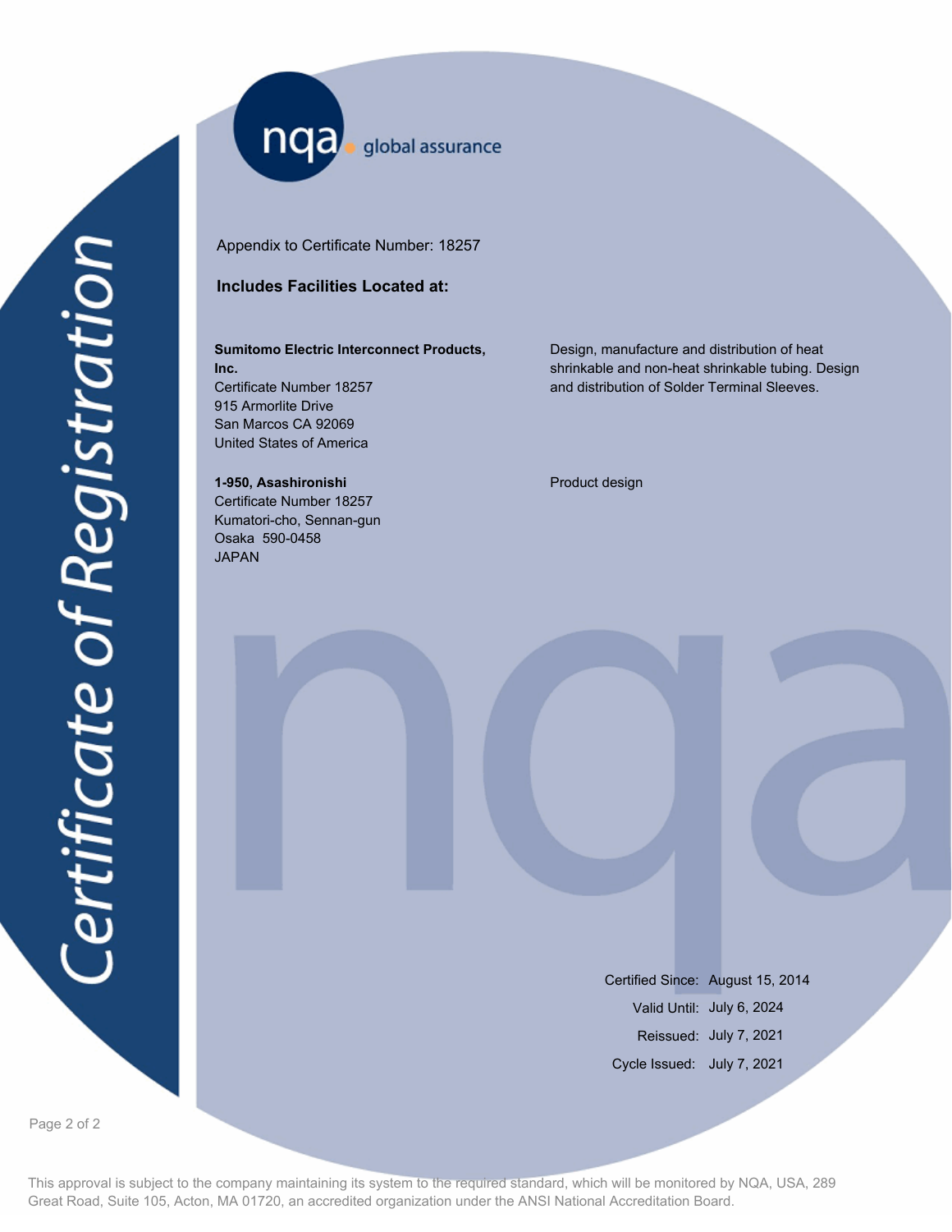Certificate of Registration

Appendix to Certificate Number: 18257

## Includes Facilities Located at:

| | |
|---|---|
| **Sumitomo Electric Interconnect Products, Inc.**<br>Certificate Number 18257<br>915 Armorlite Drive<br>San Marcos CA 92069<br>United States of America | Design, manufacture and distribution of heat shrinkable and non-heat shrinkable tubing. Design and distribution of Solder Terminal Sleeves. |
| **1-950, Asashironishi**<br>Certificate Number 18257<br>Kumatori-cho, Sennan-gun<br>Osaka 590-0458<br>JAPAN | Product design |

Certified Since: August 15, 2014
Valid Until: July 6, 2024
Reissued: July 7, 2021
Cycle Issued: July 7, 2021

This approval is subject to the company maintaining its system to the required standard, which will be monitored by NQA, USA, 289 Great Road, Suite 105, Acton, MA 01720, an accredited organization under the ANSI National Accreditation Board.